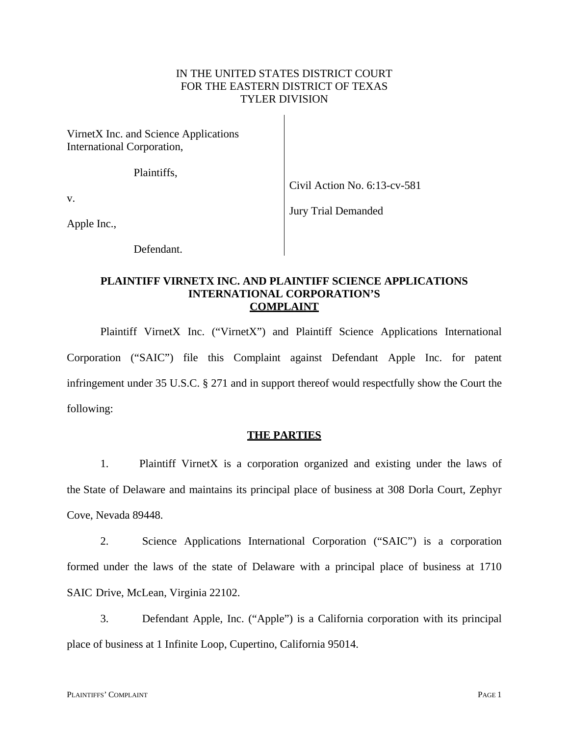IN THE UNITED STATES DISTRICT COURT
FOR THE EASTERN DISTRICT OF TEXAS
TYLER DIVISION

| | |
|---|---|
| VirnetX Inc. and Science Applications International Corporation,<br><br>Plaintiffs,<br><br>v.<br><br>Apple Inc.,<br><br>Defendant. | Civil Action No. 6:13-cv-581<br><br>Jury Trial Demanded |

**PLAINTIFF VIRNETX INC. AND PLAINTIFF SCIENCE APPLICATIONS INTERNATIONAL CORPORATION'S**
**<u>COMPLAINT</u>**

Plaintiff VirnetX Inc. ("VirnetX") and Plaintiff Science Applications International Corporation ("SAIC") file this Complaint against Defendant Apple Inc. for patent infringement under 35 U.S.C. § 271 and in support thereof would respectfully show the Court the following:

## <u>THE PARTIES</u>

1. Plaintiff VirnetX is a corporation organized and existing under the laws of the State of Delaware and maintains its principal place of business at 308 Dorla Court, Zephyr Cove, Nevada 89448.

2. Science Applications International Corporation ("SAIC") is a corporation formed under the laws of the state of Delaware with a principal place of business at 1710 SAIC Drive, McLean, Virginia 22102.

3. Defendant Apple, Inc. ("Apple") is a California corporation with its principal place of business at 1 Infinite Loop, Cupertino, California 95014.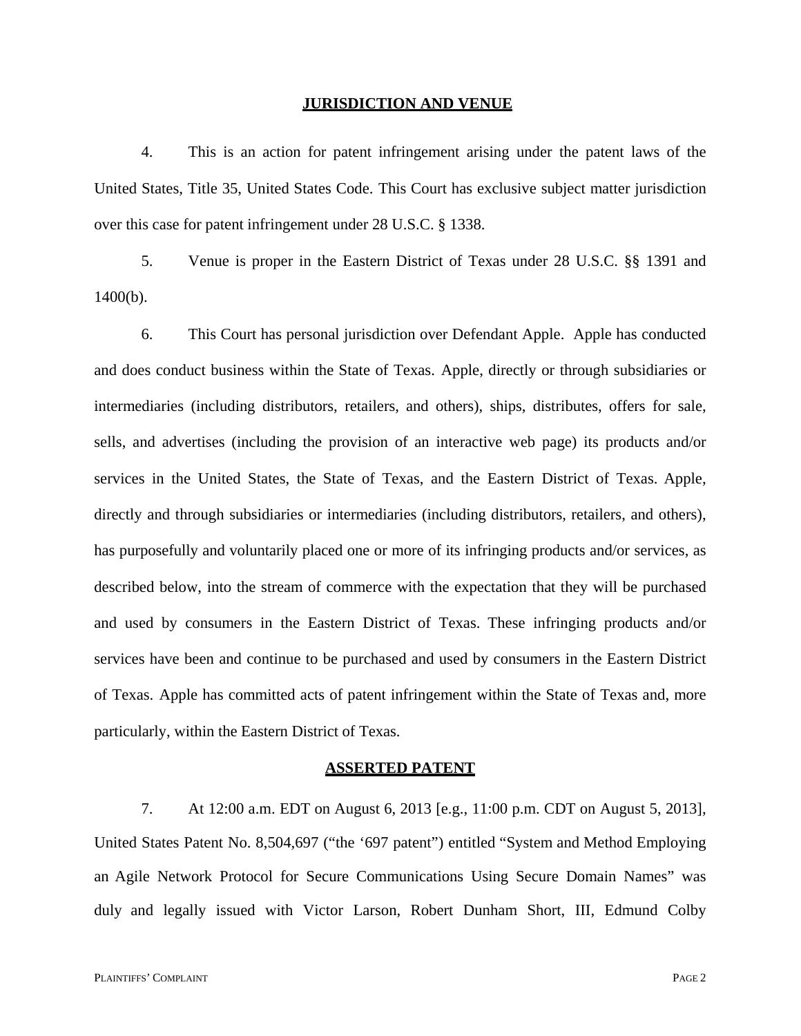## JURISDICTION AND VENUE

4. This is an action for patent infringement arising under the patent laws of the United States, Title 35, United States Code. This Court has exclusive subject matter jurisdiction over this case for patent infringement under 28 U.S.C. § 1338.

5. Venue is proper in the Eastern District of Texas under 28 U.S.C. §§ 1391 and 1400(b).

6. This Court has personal jurisdiction over Defendant Apple. Apple has conducted and does conduct business within the State of Texas. Apple, directly or through subsidiaries or intermediaries (including distributors, retailers, and others), ships, distributes, offers for sale, sells, and advertises (including the provision of an interactive web page) its products and/or services in the United States, the State of Texas, and the Eastern District of Texas. Apple, directly and through subsidiaries or intermediaries (including distributors, retailers, and others), has purposefully and voluntarily placed one or more of its infringing products and/or services, as described below, into the stream of commerce with the expectation that they will be purchased and used by consumers in the Eastern District of Texas. These infringing products and/or services have been and continue to be purchased and used by consumers in the Eastern District of Texas. Apple has committed acts of patent infringement within the State of Texas and, more particularly, within the Eastern District of Texas.

## ASSERTED PATENT

7. At 12:00 a.m. EDT on August 6, 2013 [e.g., 11:00 p.m. CDT on August 5, 2013], United States Patent No. 8,504,697 ("the '697 patent") entitled "System and Method Employing an Agile Network Protocol for Secure Communications Using Secure Domain Names" was duly and legally issued with Victor Larson, Robert Dunham Short, III, Edmund Colby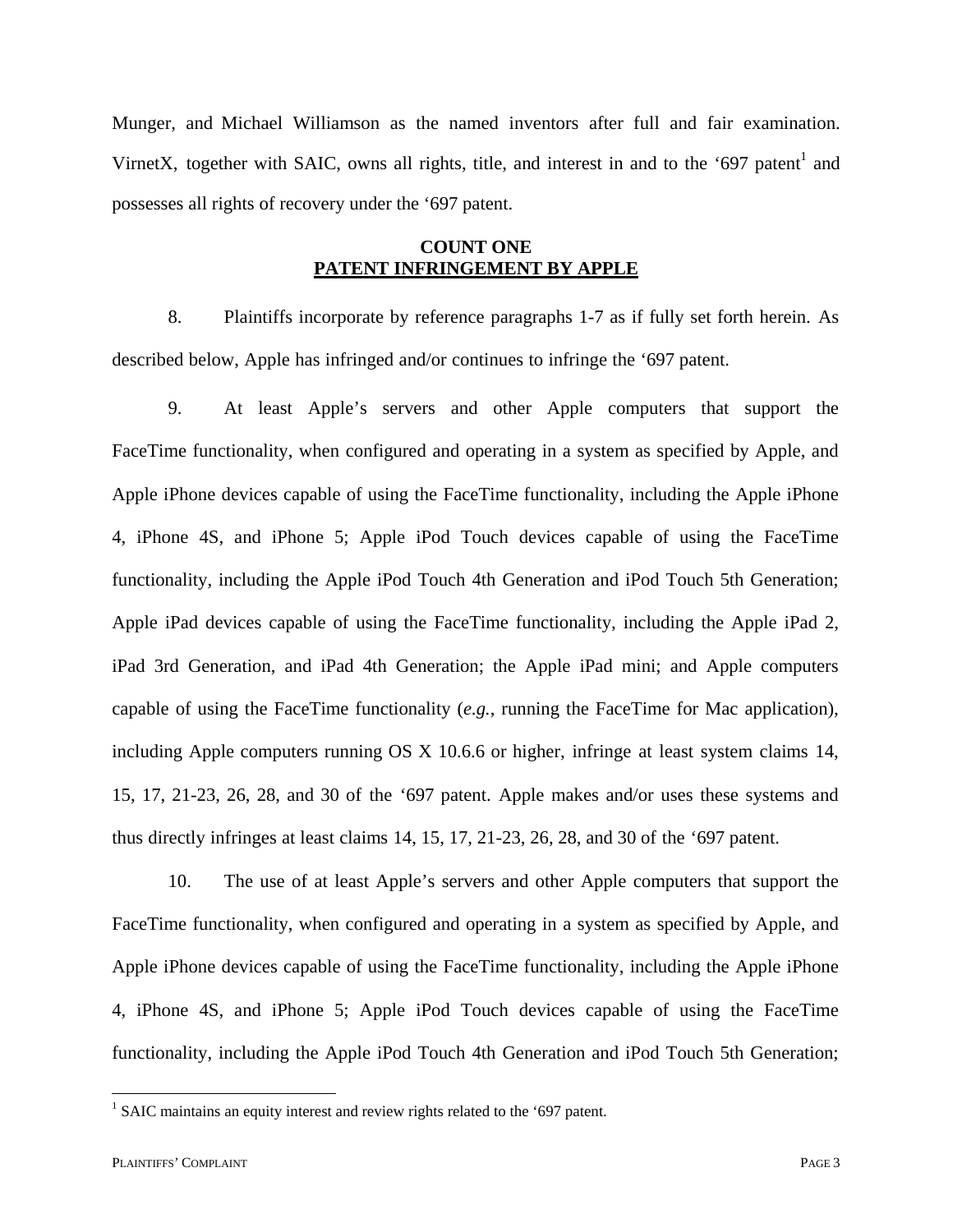Munger, and Michael Williamson as the named inventors after full and fair examination. VirnetX, together with SAIC, owns all rights, title, and interest in and to the '697 patent[1] and possesses all rights of recovery under the '697 patent.

**COUNT ONE**
**PATENT INFRINGEMENT BY APPLE**

8. Plaintiffs incorporate by reference paragraphs 1-7 as if fully set forth herein. As described below, Apple has infringed and/or continues to infringe the '697 patent.

9. At least Apple's servers and other Apple computers that support the FaceTime functionality, when configured and operating in a system as specified by Apple, and Apple iPhone devices capable of using the FaceTime functionality, including the Apple iPhone 4, iPhone 4S, and iPhone 5; Apple iPod Touch devices capable of using the FaceTime functionality, including the Apple iPod Touch 4th Generation and iPod Touch 5th Generation; Apple iPad devices capable of using the FaceTime functionality, including the Apple iPad 2, iPad 3rd Generation, and iPad 4th Generation; the Apple iPad mini; and Apple computers capable of using the FaceTime functionality (*e.g.*, running the FaceTime for Mac application), including Apple computers running OS X 10.6.6 or higher, infringe at least system claims 14, 15, 17, 21-23, 26, 28, and 30 of the '697 patent. Apple makes and/or uses these systems and thus directly infringes at least claims 14, 15, 17, 21-23, 26, 28, and 30 of the '697 patent.

10. The use of at least Apple's servers and other Apple computers that support the FaceTime functionality, when configured and operating in a system as specified by Apple, and Apple iPhone devices capable of using the FaceTime functionality, including the Apple iPhone 4, iPhone 4S, and iPhone 5; Apple iPod Touch devices capable of using the FaceTime functionality, including the Apple iPod Touch 4th Generation and iPod Touch 5th Generation;

[1] SAIC maintains an equity interest and review rights related to the '697 patent.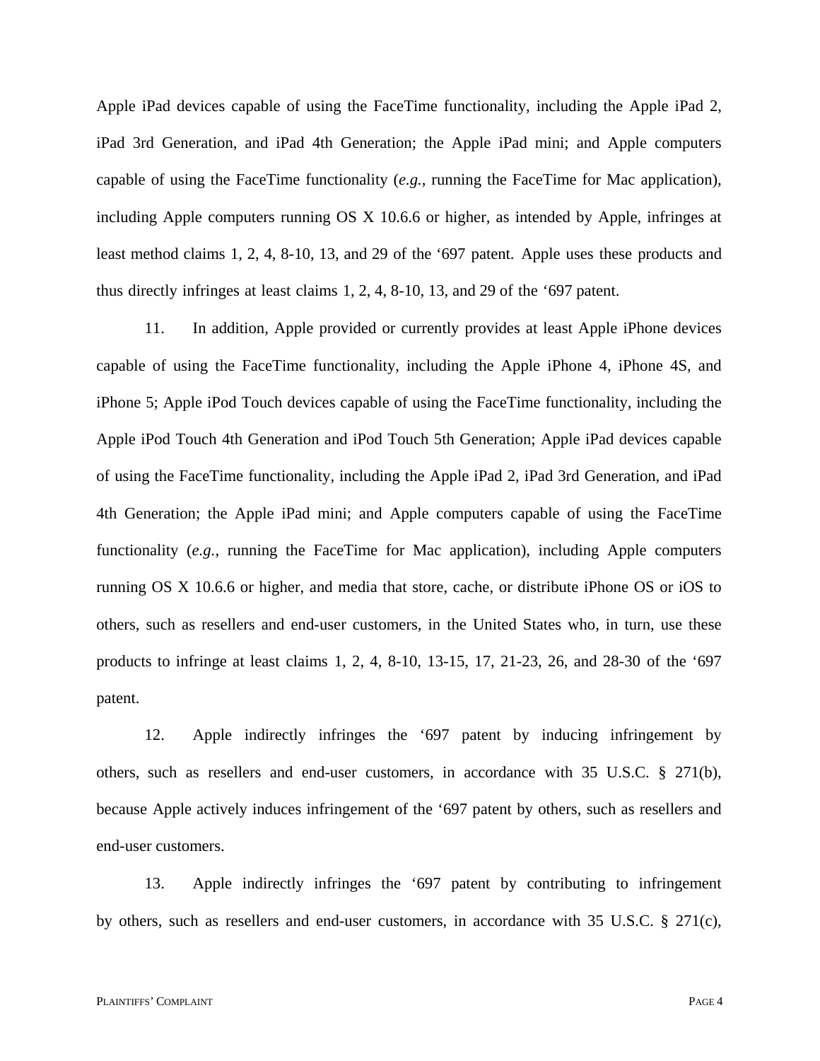Apple iPad devices capable of using the FaceTime functionality, including the Apple iPad 2, iPad 3rd Generation, and iPad 4th Generation; the Apple iPad mini; and Apple computers capable of using the FaceTime functionality (*e.g.*, running the FaceTime for Mac application), including Apple computers running OS X 10.6.6 or higher, as intended by Apple, infringes at least method claims 1, 2, 4, 8-10, 13, and 29 of the '697 patent. Apple uses these products and thus directly infringes at least claims 1, 2, 4, 8-10, 13, and 29 of the '697 patent.

11. In addition, Apple provided or currently provides at least Apple iPhone devices capable of using the FaceTime functionality, including the Apple iPhone 4, iPhone 4S, and iPhone 5; Apple iPod Touch devices capable of using the FaceTime functionality, including the Apple iPod Touch 4th Generation and iPod Touch 5th Generation; Apple iPad devices capable of using the FaceTime functionality, including the Apple iPad 2, iPad 3rd Generation, and iPad 4th Generation; the Apple iPad mini; and Apple computers capable of using the FaceTime functionality (*e.g.*, running the FaceTime for Mac application), including Apple computers running OS X 10.6.6 or higher, and media that store, cache, or distribute iPhone OS or iOS to others, such as resellers and end-user customers, in the United States who, in turn, use these products to infringe at least claims 1, 2, 4, 8-10, 13-15, 17, 21-23, 26, and 28-30 of the '697 patent.

12. Apple indirectly infringes the '697 patent by inducing infringement by others, such as resellers and end-user customers, in accordance with 35 U.S.C. § 271(b), because Apple actively induces infringement of the '697 patent by others, such as resellers and end-user customers.

13. Apple indirectly infringes the '697 patent by contributing to infringement by others, such as resellers and end-user customers, in accordance with 35 U.S.C. § 271(c),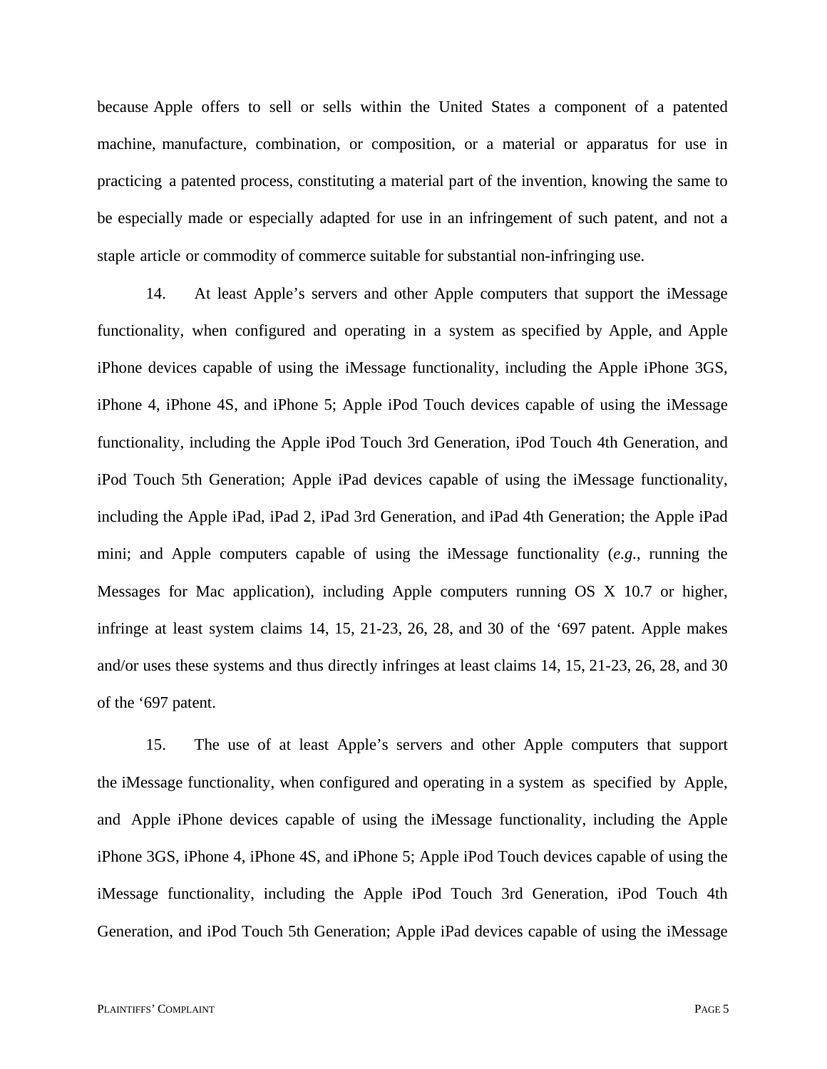because Apple offers to sell or sells within the United States a component of a patented machine, manufacture, combination, or composition, or a material or apparatus for use in practicing a patented process, constituting a material part of the invention, knowing the same to be especially made or especially adapted for use in an infringement of such patent, and not a staple article or commodity of commerce suitable for substantial non-infringing use.

14. At least Apple's servers and other Apple computers that support the iMessage functionality, when configured and operating in a system as specified by Apple, and Apple iPhone devices capable of using the iMessage functionality, including the Apple iPhone 3GS, iPhone 4, iPhone 4S, and iPhone 5; Apple iPod Touch devices capable of using the iMessage functionality, including the Apple iPod Touch 3rd Generation, iPod Touch 4th Generation, and iPod Touch 5th Generation; Apple iPad devices capable of using the iMessage functionality, including the Apple iPad, iPad 2, iPad 3rd Generation, and iPad 4th Generation; the Apple iPad mini; and Apple computers capable of using the iMessage functionality (*e.g.*, running the Messages for Mac application), including Apple computers running OS X 10.7 or higher, infringe at least system claims 14, 15, 21-23, 26, 28, and 30 of the '697 patent. Apple makes and/or uses these systems and thus directly infringes at least claims 14, 15, 21-23, 26, 28, and 30 of the '697 patent.

15. The use of at least Apple's servers and other Apple computers that support the iMessage functionality, when configured and operating in a system as specified by Apple, and Apple iPhone devices capable of using the iMessage functionality, including the Apple iPhone 3GS, iPhone 4, iPhone 4S, and iPhone 5; Apple iPod Touch devices capable of using the iMessage functionality, including the Apple iPod Touch 3rd Generation, iPod Touch 4th Generation, and iPod Touch 5th Generation; Apple iPad devices capable of using the iMessage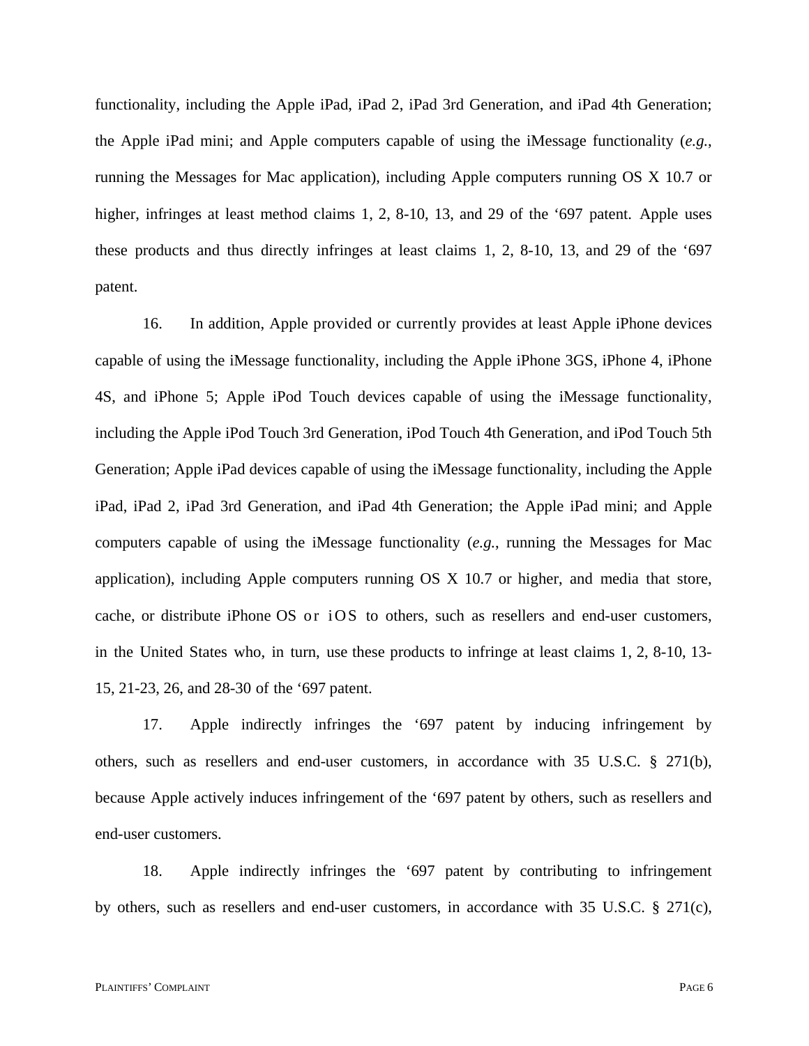functionality, including the Apple iPad, iPad 2, iPad 3rd Generation, and iPad 4th Generation; the Apple iPad mini; and Apple computers capable of using the iMessage functionality (*e.g.*, running the Messages for Mac application), including Apple computers running OS X 10.7 or higher, infringes at least method claims 1, 2, 8-10, 13, and 29 of the ‘697 patent. Apple uses these products and thus directly infringes at least claims 1, 2, 8-10, 13, and 29 of the ‘697 patent.

16. In addition, Apple provided or currently provides at least Apple iPhone devices capable of using the iMessage functionality, including the Apple iPhone 3GS, iPhone 4, iPhone 4S, and iPhone 5; Apple iPod Touch devices capable of using the iMessage functionality, including the Apple iPod Touch 3rd Generation, iPod Touch 4th Generation, and iPod Touch 5th Generation; Apple iPad devices capable of using the iMessage functionality, including the Apple iPad, iPad 2, iPad 3rd Generation, and iPad 4th Generation; the Apple iPad mini; and Apple computers capable of using the iMessage functionality (*e.g.*, running the Messages for Mac application), including Apple computers running OS X 10.7 or higher, and media that store, cache, or distribute iPhone OS or iOS to others, such as resellers and end-user customers, in the United States who, in turn, use these products to infringe at least claims 1, 2, 8-10, 13-15, 21-23, 26, and 28-30 of the ‘697 patent.

17. Apple indirectly infringes the ‘697 patent by inducing infringement by others, such as resellers and end-user customers, in accordance with 35 U.S.C. § 271(b), because Apple actively induces infringement of the ‘697 patent by others, such as resellers and end-user customers.

18. Apple indirectly infringes the ‘697 patent by contributing to infringement by others, such as resellers and end-user customers, in accordance with 35 U.S.C. § 271(c),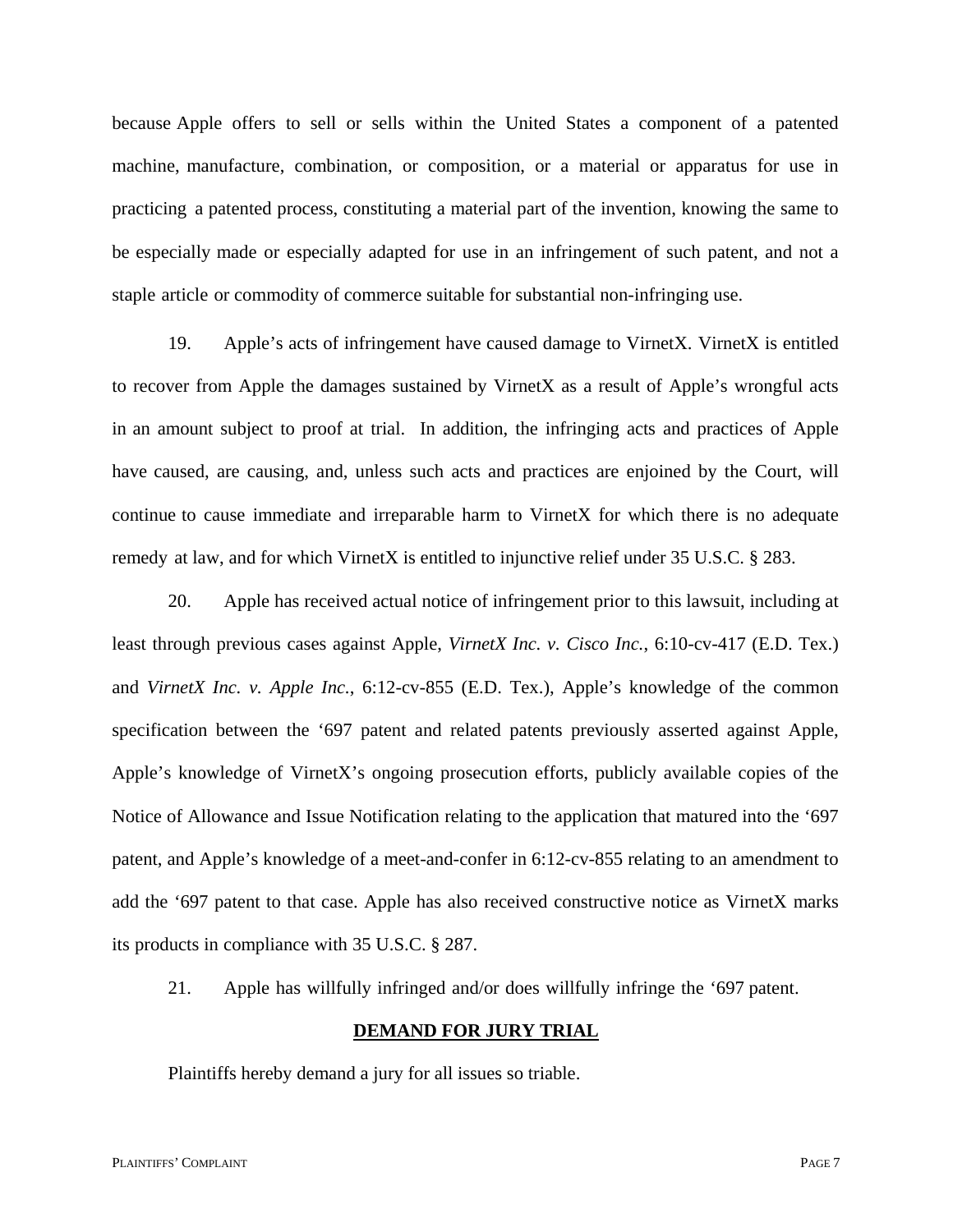because Apple offers to sell or sells within the United States a component of a patented machine, manufacture, combination, or composition, or a material or apparatus for use in practicing a patented process, constituting a material part of the invention, knowing the same to be especially made or especially adapted for use in an infringement of such patent, and not a staple article or commodity of commerce suitable for substantial non-infringing use.

19. Apple's acts of infringement have caused damage to VirnetX. VirnetX is entitled to recover from Apple the damages sustained by VirnetX as a result of Apple's wrongful acts in an amount subject to proof at trial. In addition, the infringing acts and practices of Apple have caused, are causing, and, unless such acts and practices are enjoined by the Court, will continue to cause immediate and irreparable harm to VirnetX for which there is no adequate remedy at law, and for which VirnetX is entitled to injunctive relief under 35 U.S.C. § 283.

20. Apple has received actual notice of infringement prior to this lawsuit, including at least through previous cases against Apple, *VirnetX Inc. v. Cisco Inc.*, 6:10-cv-417 (E.D. Tex.) and *VirnetX Inc. v. Apple Inc.*, 6:12-cv-855 (E.D. Tex.), Apple's knowledge of the common specification between the '697 patent and related patents previously asserted against Apple, Apple's knowledge of VirnetX's ongoing prosecution efforts, publicly available copies of the Notice of Allowance and Issue Notification relating to the application that matured into the '697 patent, and Apple's knowledge of a meet-and-confer in 6:12-cv-855 relating to an amendment to add the '697 patent to that case. Apple has also received constructive notice as VirnetX marks its products in compliance with 35 U.S.C. § 287.

21. Apple has willfully infringed and/or does willfully infringe the '697 patent.

**DEMAND FOR JURY TRIAL**

Plaintiffs hereby demand a jury for all issues so triable.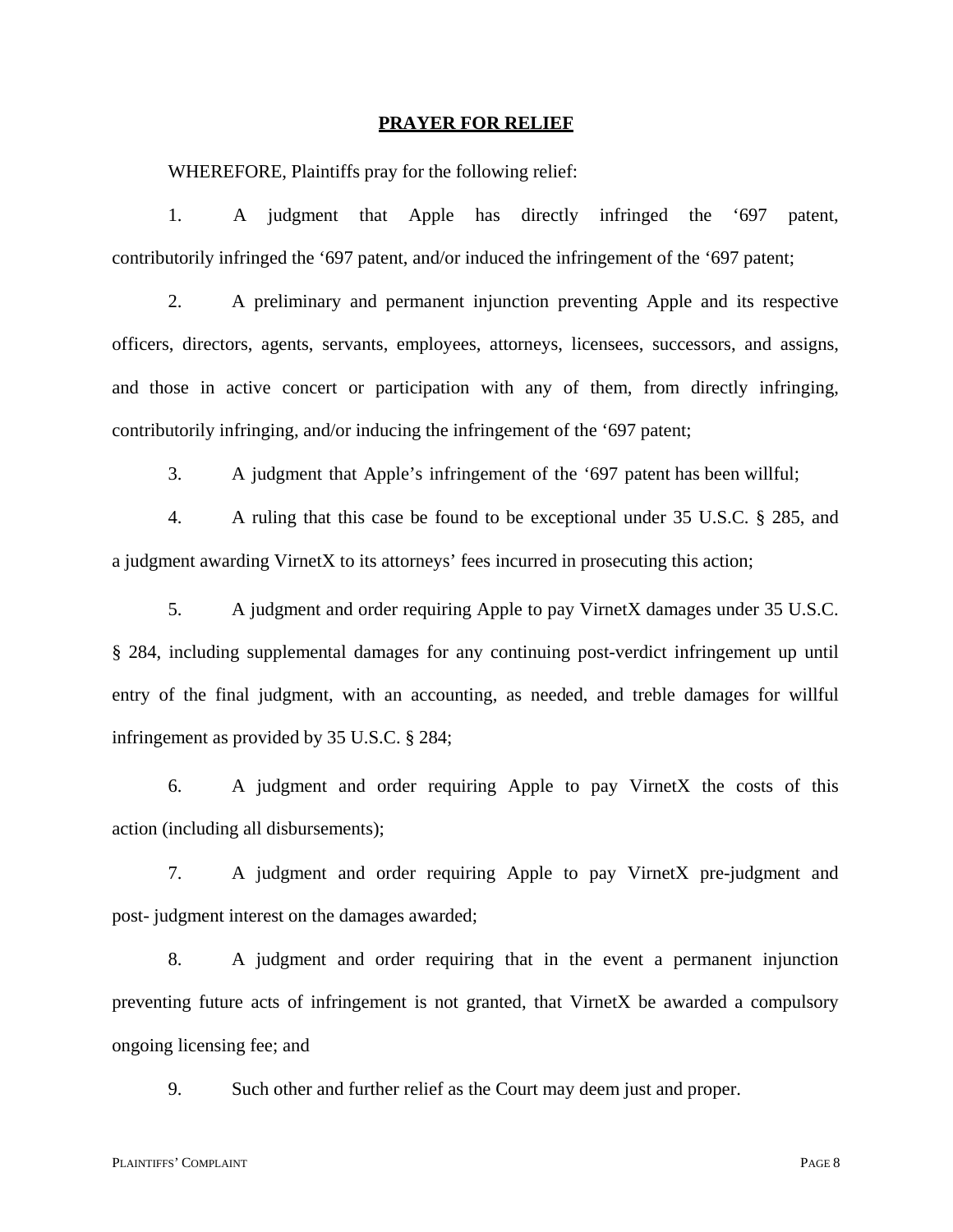## PRAYER FOR RELIEF

WHEREFORE, Plaintiffs pray for the following relief:

1. A judgment that Apple has directly infringed the ‘697 patent, contributorily infringed the ‘697 patent, and/or induced the infringement of the ‘697 patent;

2. A preliminary and permanent injunction preventing Apple and its respective officers, directors, agents, servants, employees, attorneys, licensees, successors, and assigns, and those in active concert or participation with any of them, from directly infringing, contributorily infringing, and/or inducing the infringement of the ‘697 patent;

3. A judgment that Apple’s infringement of the ‘697 patent has been willful;

4. A ruling that this case be found to be exceptional under 35 U.S.C. § 285, and a judgment awarding VirnetX to its attorneys’ fees incurred in prosecuting this action;

5. A judgment and order requiring Apple to pay VirnetX damages under 35 U.S.C. § 284, including supplemental damages for any continuing post-verdict infringement up until entry of the final judgment, with an accounting, as needed, and treble damages for willful infringement as provided by 35 U.S.C. § 284;

6. A judgment and order requiring Apple to pay VirnetX the costs of this action (including all disbursements);

7. A judgment and order requiring Apple to pay VirnetX pre-judgment and post- judgment interest on the damages awarded;

8. A judgment and order requiring that in the event a permanent injunction preventing future acts of infringement is not granted, that VirnetX be awarded a compulsory ongoing licensing fee; and

9. Such other and further relief as the Court may deem just and proper.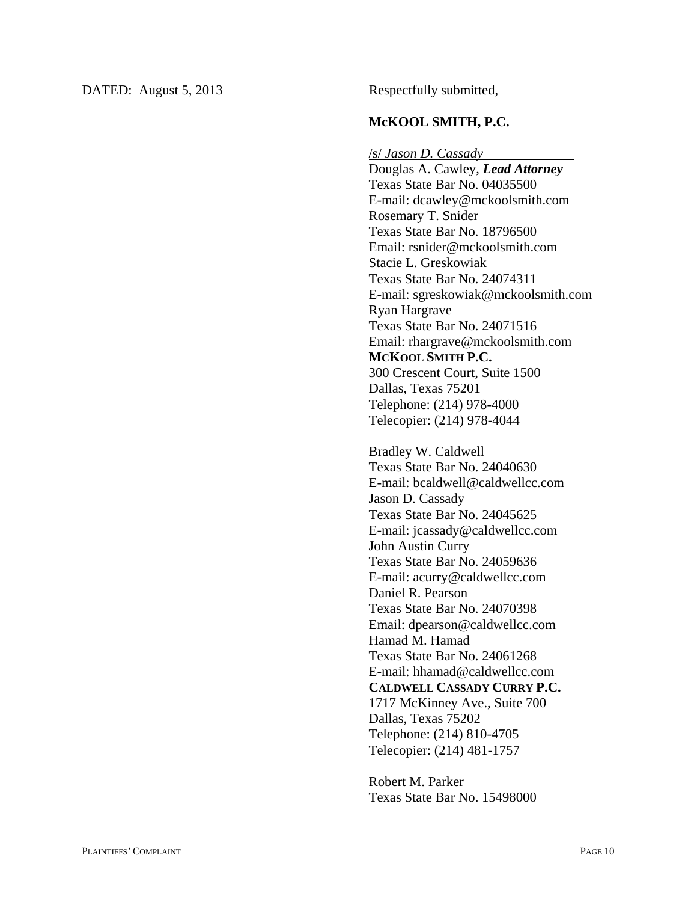DATED: August 5, 2013

Respectfully submitted,

**McKOOL SMITH, P.C.**

/s/ *Jason D. Cassady*

Douglas A. Cawley, ***Lead Attorney***
Texas State Bar No. 04035500
E-mail: dcawley@mckoolsmith.com
Rosemary T. Snider
Texas State Bar No. 18796500
Email: rsnider@mckoolsmith.com
Stacie L. Greskowiak
Texas State Bar No. 24074311
E-mail: sgreskowiak@mckoolsmith.com
Ryan Hargrave
Texas State Bar No. 24071516
Email: rhargrave@mckoolsmith.com
**McKOOL SMITH P.C.**
300 Crescent Court, Suite 1500
Dallas, Texas 75201
Telephone: (214) 978-4000
Telecopier: (214) 978-4044

Bradley W. Caldwell
Texas State Bar No. 24040630
E-mail: bcaldwell@caldwellcc.com
Jason D. Cassady
Texas State Bar No. 24045625
E-mail: jcassady@caldwellcc.com
John Austin Curry
Texas State Bar No. 24059636
E-mail: acurry@caldwellcc.com
Daniel R. Pearson
Texas State Bar No. 24070398
Email: dpearson@caldwellcc.com
Hamad M. Hamad
Texas State Bar No. 24061268
E-mail: hhamad@caldwellcc.com
**CALDWELL CASSADY CURRY P.C.**
1717 McKinney Ave., Suite 700
Dallas, Texas 75202
Telephone: (214) 810-4705
Telecopier: (214) 481-1757

Robert M. Parker
Texas State Bar No. 15498000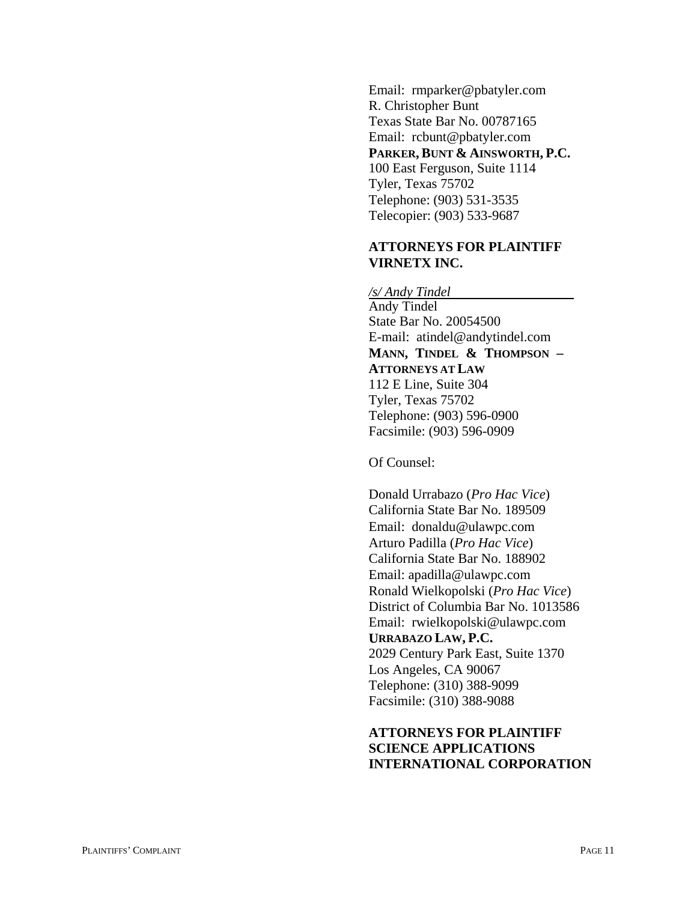Email: rmparker@pbatyler.com
R. Christopher Bunt
Texas State Bar No. 00787165
Email: rcbunt@pbatyler.com
**PARKER, BUNT & AINSWORTH, P.C.**
100 East Ferguson, Suite 1114
Tyler, Texas 75702
Telephone: (903) 531-3535
Telecopier: (903) 533-9687

**ATTORNEYS FOR PLAINTIFF VIRNETX INC.**

*/s/ Andy Tindel*
Andy Tindel
State Bar No. 20054500
E-mail: atindel@andytindel.com
**MANN, TINDEL & THOMPSON – ATTORNEYS AT LAW**
112 E Line, Suite 304
Tyler, Texas 75702
Telephone: (903) 596-0900
Facsimile: (903) 596-0909

Of Counsel:

Donald Urrabazo (*Pro Hac Vice*)
California State Bar No. 189509
Email: donaldu@ulawpc.com
Arturo Padilla (*Pro Hac Vice*)
California State Bar No. 188902
Email: apadilla@ulawpc.com
Ronald Wielkopolski (*Pro Hac Vice*)
District of Columbia Bar No. 1013586
Email: rwielkopolski@ulawpc.com
**URRABAZO LAW, P.C.**
2029 Century Park East, Suite 1370
Los Angeles, CA 90067
Telephone: (310) 388-9099
Facsimile: (310) 388-9088

**ATTORNEYS FOR PLAINTIFF SCIENCE APPLICATIONS INTERNATIONAL CORPORATION**